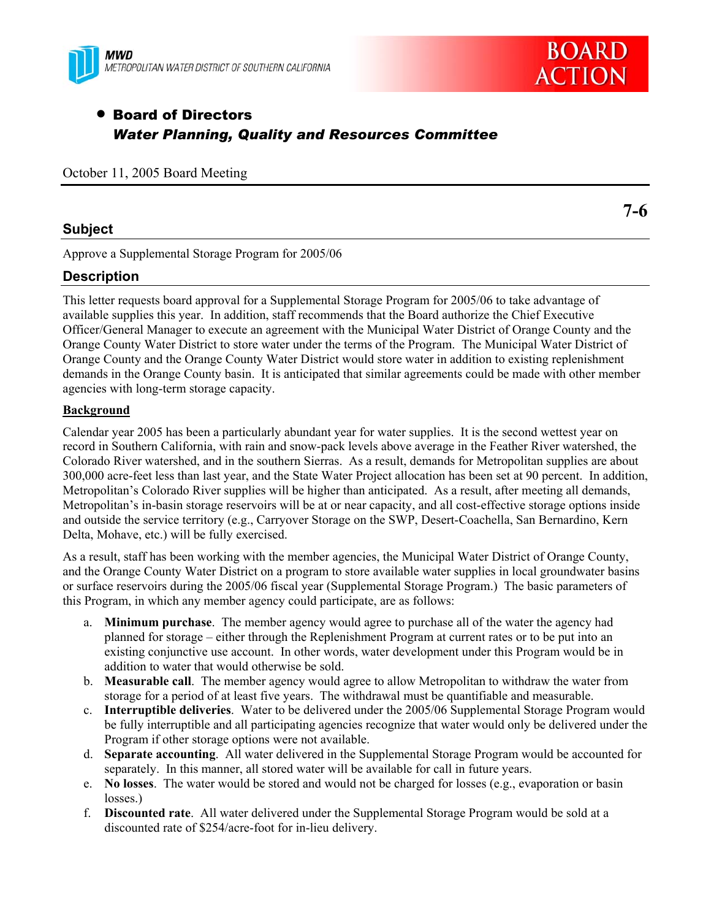MWD
METROPOLITAN WATER DISTRICT OF SOUTHERN CALIFORNIA

**BOARD ACTION**

- **Board of Directors**
  ***Water Planning, Quality and Resources Committee***

October 11, 2005 Board Meeting

**7-6**

## Subject

Approve a Supplemental Storage Program for 2005/06

## Description

This letter requests board approval for a Supplemental Storage Program for 2005/06 to take advantage of available supplies this year. In addition, staff recommends that the Board authorize the Chief Executive Officer/General Manager to execute an agreement with the Municipal Water District of Orange County and the Orange County Water District to store water under the terms of the Program. The Municipal Water District of Orange County and the Orange County Water District would store water in addition to existing replenishment demands in the Orange County basin. It is anticipated that similar agreements could be made with other member agencies with long-term storage capacity.

### Background

Calendar year 2005 has been a particularly abundant year for water supplies. It is the second wettest year on record in Southern California, with rain and snow-pack levels above average in the Feather River watershed, the Colorado River watershed, and in the southern Sierras. As a result, demands for Metropolitan supplies are about 300,000 acre-feet less than last year, and the State Water Project allocation has been set at 90 percent. In addition, Metropolitan's Colorado River supplies will be higher than anticipated. As a result, after meeting all demands, Metropolitan's in-basin storage reservoirs will be at or near capacity, and all cost-effective storage options inside and outside the service territory (e.g., Carryover Storage on the SWP, Desert-Coachella, San Bernardino, Kern Delta, Mohave, etc.) will be fully exercised.

As a result, staff has been working with the member agencies, the Municipal Water District of Orange County, and the Orange County Water District on a program to store available water supplies in local groundwater basins or surface reservoirs during the 2005/06 fiscal year (Supplemental Storage Program.) The basic parameters of this Program, in which any member agency could participate, are as follows:

a. **Minimum purchase**. The member agency would agree to purchase all of the water the agency had planned for storage – either through the Replenishment Program at current rates or to be put into an existing conjunctive use account. In other words, water development under this Program would be in addition to water that would otherwise be sold.

b. **Measurable call**. The member agency would agree to allow Metropolitan to withdraw the water from storage for a period of at least five years. The withdrawal must be quantifiable and measurable.

c. **Interruptible deliveries**. Water to be delivered under the 2005/06 Supplemental Storage Program would be fully interruptible and all participating agencies recognize that water would only be delivered under the Program if other storage options were not available.

d. **Separate accounting**. All water delivered in the Supplemental Storage Program would be accounted for separately. In this manner, all stored water will be available for call in future years.

e. **No losses**. The water would be stored and would not be charged for losses (e.g., evaporation or basin losses.)

f. **Discounted rate**. All water delivered under the Supplemental Storage Program would be sold at a discounted rate of $254/acre-foot for in-lieu delivery.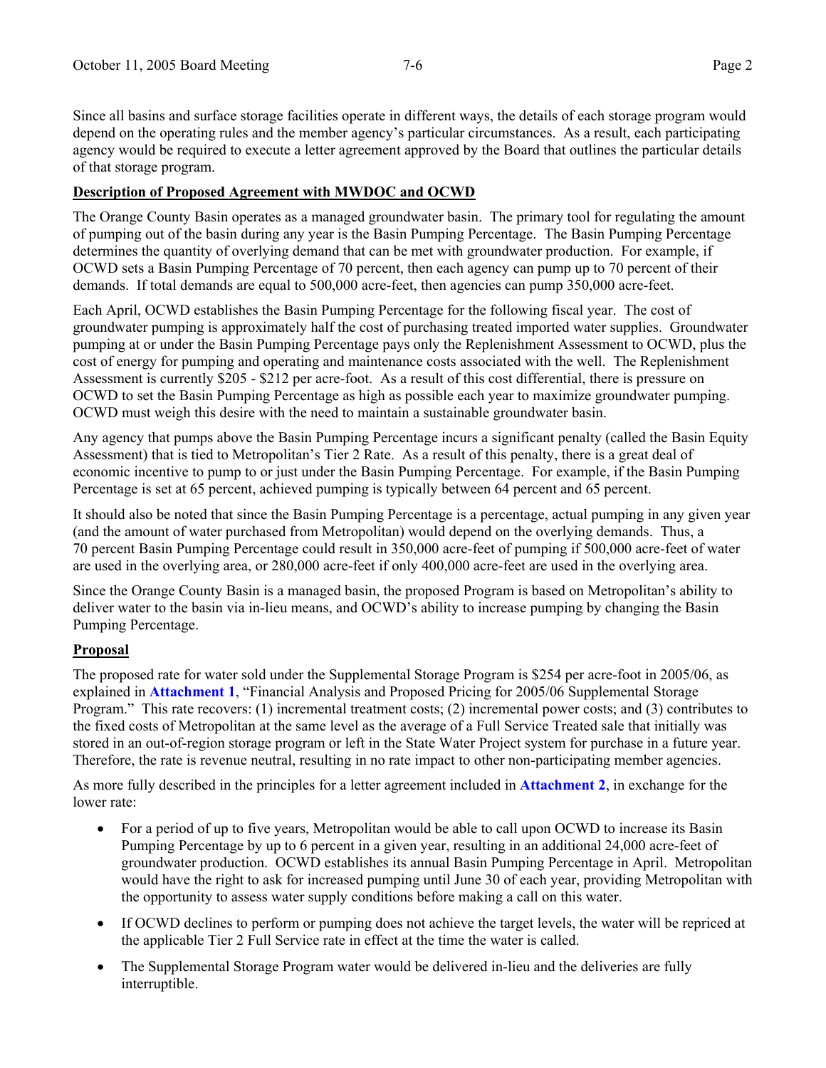Since all basins and surface storage facilities operate in different ways, the details of each storage program would depend on the operating rules and the member agency's particular circumstances. As a result, each participating agency would be required to execute a letter agreement approved by the Board that outlines the particular details of that storage program.

**Description of Proposed Agreement with MWDOC and OCWD**

The Orange County Basin operates as a managed groundwater basin. The primary tool for regulating the amount of pumping out of the basin during any year is the Basin Pumping Percentage. The Basin Pumping Percentage determines the quantity of overlying demand that can be met with groundwater production. For example, if OCWD sets a Basin Pumping Percentage of 70 percent, then each agency can pump up to 70 percent of their demands. If total demands are equal to 500,000 acre-feet, then agencies can pump 350,000 acre-feet.

Each April, OCWD establishes the Basin Pumping Percentage for the following fiscal year. The cost of groundwater pumping is approximately half the cost of purchasing treated imported water supplies. Groundwater pumping at or under the Basin Pumping Percentage pays only the Replenishment Assessment to OCWD, plus the cost of energy for pumping and operating and maintenance costs associated with the well. The Replenishment Assessment is currently $205 - $212 per acre-foot. As a result of this cost differential, there is pressure on OCWD to set the Basin Pumping Percentage as high as possible each year to maximize groundwater pumping. OCWD must weigh this desire with the need to maintain a sustainable groundwater basin.

Any agency that pumps above the Basin Pumping Percentage incurs a significant penalty (called the Basin Equity Assessment) that is tied to Metropolitan's Tier 2 Rate. As a result of this penalty, there is a great deal of economic incentive to pump to or just under the Basin Pumping Percentage. For example, if the Basin Pumping Percentage is set at 65 percent, achieved pumping is typically between 64 percent and 65 percent.

It should also be noted that since the Basin Pumping Percentage is a percentage, actual pumping in any given year (and the amount of water purchased from Metropolitan) would depend on the overlying demands. Thus, a 70 percent Basin Pumping Percentage could result in 350,000 acre-feet of pumping if 500,000 acre-feet of water are used in the overlying area, or 280,000 acre-feet if only 400,000 acre-feet are used in the overlying area.

Since the Orange County Basin is a managed basin, the proposed Program is based on Metropolitan's ability to deliver water to the basin via in-lieu means, and OCWD's ability to increase pumping by changing the Basin Pumping Percentage.

**Proposal**

The proposed rate for water sold under the Supplemental Storage Program is $254 per acre-foot in 2005/06, as explained in **Attachment 1**, "Financial Analysis and Proposed Pricing for 2005/06 Supplemental Storage Program." This rate recovers: (1) incremental treatment costs; (2) incremental power costs; and (3) contributes to the fixed costs of Metropolitan at the same level as the average of a Full Service Treated sale that initially was stored in an out-of-region storage program or left in the State Water Project system for purchase in a future year. Therefore, the rate is revenue neutral, resulting in no rate impact to other non-participating member agencies.

As more fully described in the principles for a letter agreement included in **Attachment 2**, in exchange for the lower rate:

- For a period of up to five years, Metropolitan would be able to call upon OCWD to increase its Basin Pumping Percentage by up to 6 percent in a given year, resulting in an additional 24,000 acre-feet of groundwater production. OCWD establishes its annual Basin Pumping Percentage in April. Metropolitan would have the right to ask for increased pumping until June 30 of each year, providing Metropolitan with the opportunity to assess water supply conditions before making a call on this water.
- If OCWD declines to perform or pumping does not achieve the target levels, the water will be repriced at the applicable Tier 2 Full Service rate in effect at the time the water is called.
- The Supplemental Storage Program water would be delivered in-lieu and the deliveries are fully interruptible.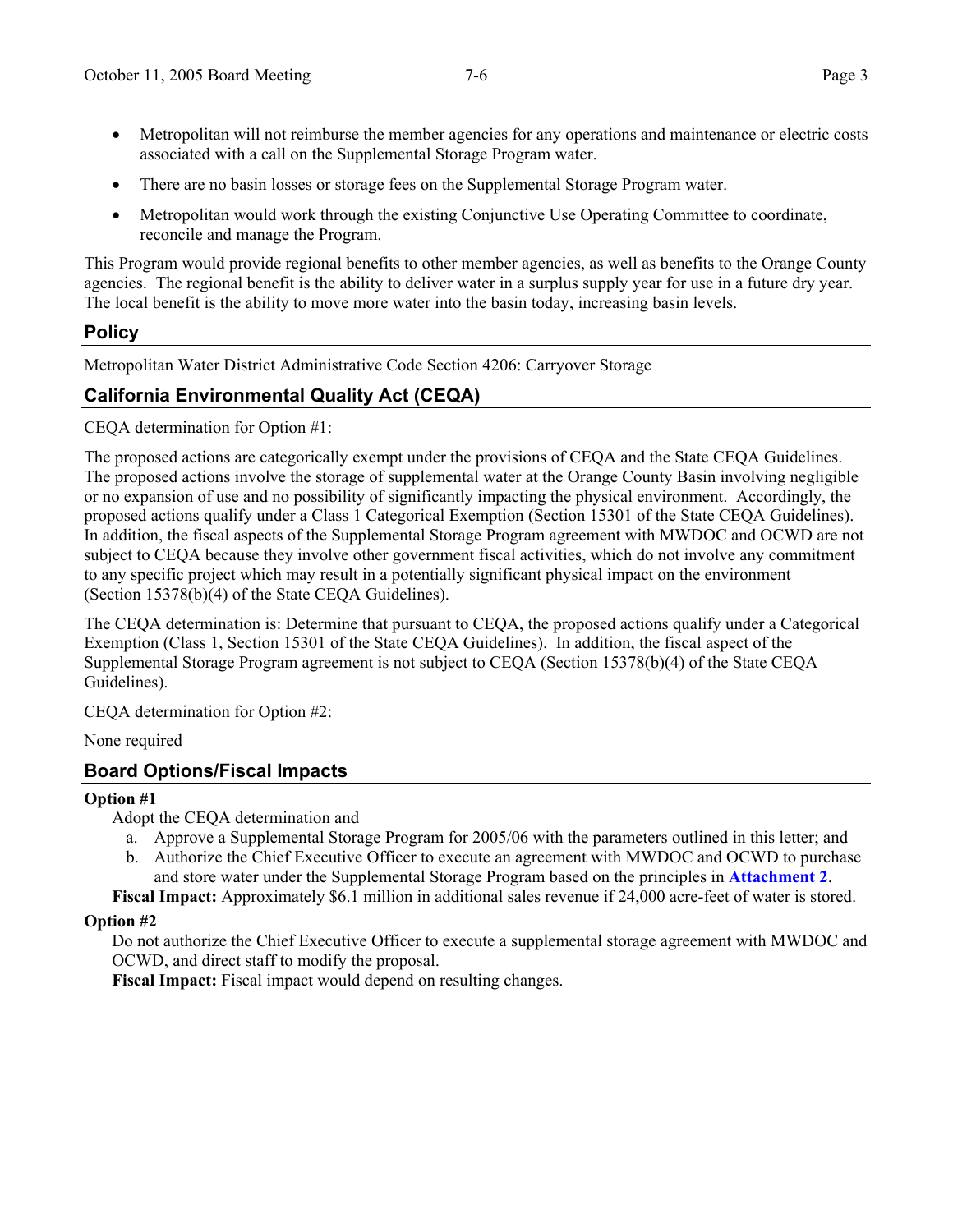- Metropolitan will not reimburse the member agencies for any operations and maintenance or electric costs associated with a call on the Supplemental Storage Program water.
- There are no basin losses or storage fees on the Supplemental Storage Program water.
- Metropolitan would work through the existing Conjunctive Use Operating Committee to coordinate, reconcile and manage the Program.

This Program would provide regional benefits to other member agencies, as well as benefits to the Orange County agencies. The regional benefit is the ability to deliver water in a surplus supply year for use in a future dry year. The local benefit is the ability to move more water into the basin today, increasing basin levels.

## Policy

Metropolitan Water District Administrative Code Section 4206: Carryover Storage

## California Environmental Quality Act (CEQA)

CEQA determination for Option #1:

The proposed actions are categorically exempt under the provisions of CEQA and the State CEQA Guidelines. The proposed actions involve the storage of supplemental water at the Orange County Basin involving negligible or no expansion of use and no possibility of significantly impacting the physical environment. Accordingly, the proposed actions qualify under a Class 1 Categorical Exemption (Section 15301 of the State CEQA Guidelines). In addition, the fiscal aspects of the Supplemental Storage Program agreement with MWDOC and OCWD are not subject to CEQA because they involve other government fiscal activities, which do not involve any commitment to any specific project which may result in a potentially significant physical impact on the environment (Section 15378(b)(4) of the State CEQA Guidelines).

The CEQA determination is: Determine that pursuant to CEQA, the proposed actions qualify under a Categorical Exemption (Class 1, Section 15301 of the State CEQA Guidelines). In addition, the fiscal aspect of the Supplemental Storage Program agreement is not subject to CEQA (Section 15378(b)(4) of the State CEQA Guidelines).

CEQA determination for Option #2:

None required

## Board Options/Fiscal Impacts

**Option #1**

Adopt the CEQA determination and

a. Approve a Supplemental Storage Program for 2005/06 with the parameters outlined in this letter; and
b. Authorize the Chief Executive Officer to execute an agreement with MWDOC and OCWD to purchase and store water under the Supplemental Storage Program based on the principles in **Attachment 2**.

**Fiscal Impact:** Approximately \$6.1 million in additional sales revenue if 24,000 acre-feet of water is stored.

**Option #2**

Do not authorize the Chief Executive Officer to execute a supplemental storage agreement with MWDOC and OCWD, and direct staff to modify the proposal.

**Fiscal Impact:** Fiscal impact would depend on resulting changes.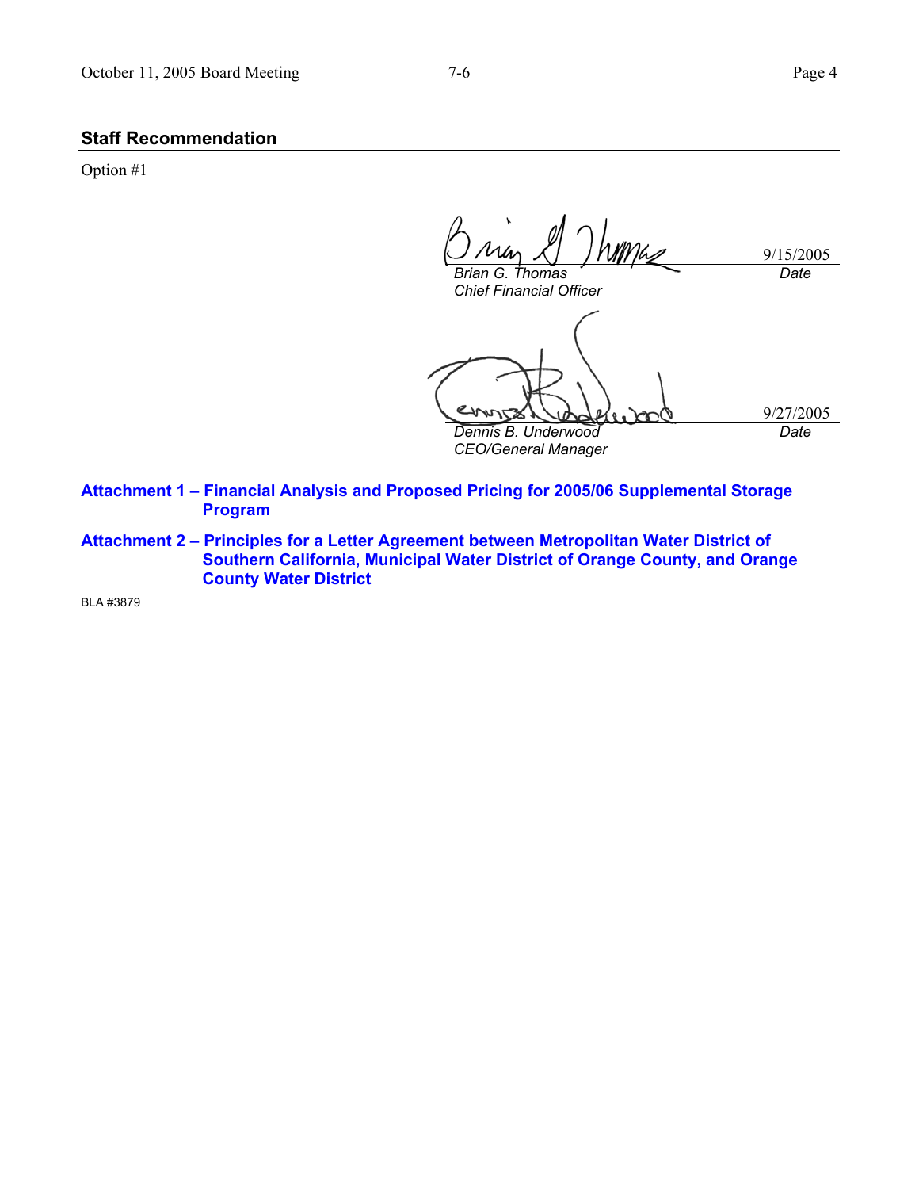## Staff Recommendation

Option #1

| | |
|---|---|
| *Brian G. Thomas*<br>*Chief Financial Officer* | 9/15/2005<br>*Date* |
| *Dennis B. Underwood*<br>*CEO/General Manager* | 9/27/2005<br>*Date* |

**Attachment 1 – Financial Analysis and Proposed Pricing for 2005/06 Supplemental Storage Program**

**Attachment 2 – Principles for a Letter Agreement between Metropolitan Water District of Southern California, Municipal Water District of Orange County, and Orange County Water District**

BLA #3879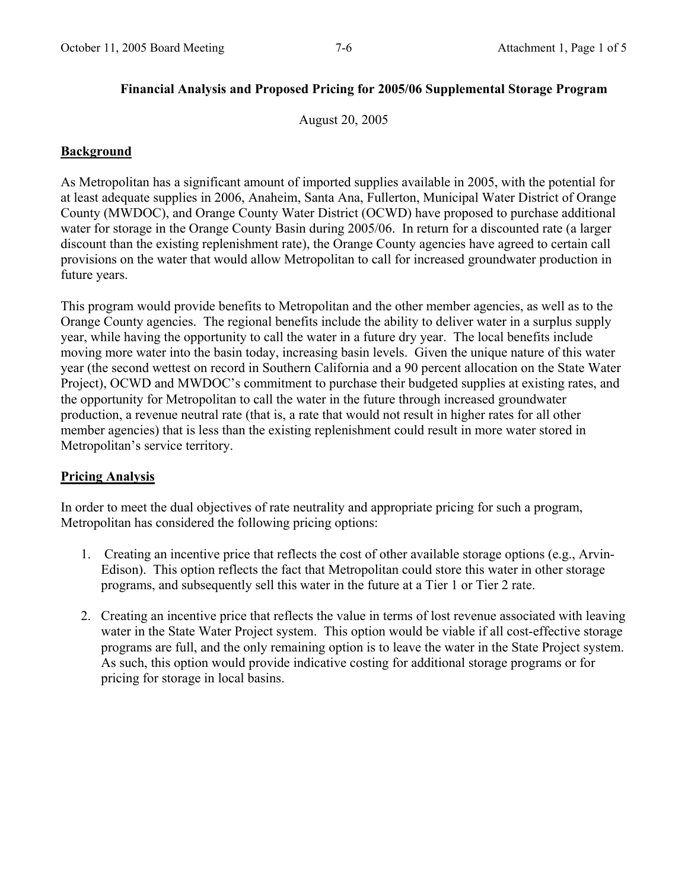# Financial Analysis and Proposed Pricing for 2005/06 Supplemental Storage Program

August 20, 2005

## Background

As Metropolitan has a significant amount of imported supplies available in 2005, with the potential for at least adequate supplies in 2006, Anaheim, Santa Ana, Fullerton, Municipal Water District of Orange County (MWDOC), and Orange County Water District (OCWD) have proposed to purchase additional water for storage in the Orange County Basin during 2005/06. In return for a discounted rate (a larger discount than the existing replenishment rate), the Orange County agencies have agreed to certain call provisions on the water that would allow Metropolitan to call for increased groundwater production in future years.

This program would provide benefits to Metropolitan and the other member agencies, as well as to the Orange County agencies. The regional benefits include the ability to deliver water in a surplus supply year, while having the opportunity to call the water in a future dry year. The local benefits include moving more water into the basin today, increasing basin levels. Given the unique nature of this water year (the second wettest on record in Southern California and a 90 percent allocation on the State Water Project), OCWD and MWDOC's commitment to purchase their budgeted supplies at existing rates, and the opportunity for Metropolitan to call the water in the future through increased groundwater production, a revenue neutral rate (that is, a rate that would not result in higher rates for all other member agencies) that is less than the existing replenishment could result in more water stored in Metropolitan's service territory.

## Pricing Analysis

In order to meet the dual objectives of rate neutrality and appropriate pricing for such a program, Metropolitan has considered the following pricing options:

1. Creating an incentive price that reflects the cost of other available storage options (e.g., Arvin-Edison). This option reflects the fact that Metropolitan could store this water in other storage programs, and subsequently sell this water in the future at a Tier 1 or Tier 2 rate.
2. Creating an incentive price that reflects the value in terms of lost revenue associated with leaving water in the State Water Project system. This option would be viable if all cost-effective storage programs are full, and the only remaining option is to leave the water in the State Project system. As such, this option would provide indicative costing for additional storage programs or for pricing for storage in local basins.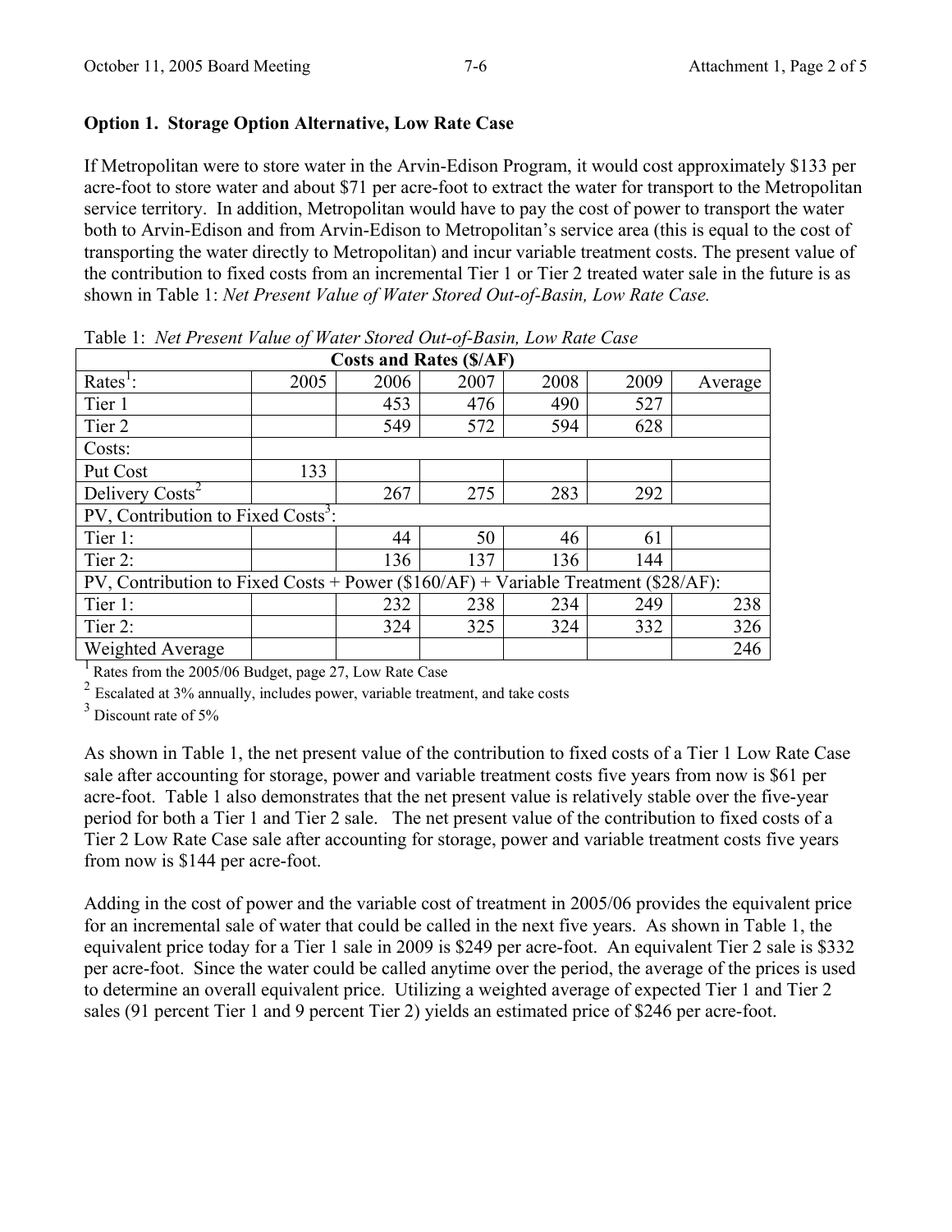**Option 1. Storage Option Alternative, Low Rate Case**

If Metropolitan were to store water in the Arvin-Edison Program, it would cost approximately $133 per acre-foot to store water and about $71 per acre-foot to extract the water for transport to the Metropolitan service territory. In addition, Metropolitan would have to pay the cost of power to transport the water both to Arvin-Edison and from Arvin-Edison to Metropolitan's service area (this is equal to the cost of transporting the water directly to Metropolitan) and incur variable treatment costs. The present value of the contribution to fixed costs from an incremental Tier 1 or Tier 2 treated water sale in the future is as shown in Table 1: *Net Present Value of Water Stored Out-of-Basin, Low Rate Case.*

Table 1: *Net Present Value of Water Stored Out-of-Basin, Low Rate Case*

| Costs and Rates ($/AF) | | | | | | |
|---|---|---|---|---|---|---|
| Rates[1]: | 2005 | 2006 | 2007 | 2008 | 2009 | Average |
| Tier 1 | | 453 | 476 | 490 | 527 | |
| Tier 2 | | 549 | 572 | 594 | 628 | |
| Costs: | | | | | | |
| Put Cost | 133 | | | | | |
| Delivery Costs[2] | | 267 | 275 | 283 | 292 | |
| PV, Contribution to Fixed Costs[3]: | | | | | | |
| Tier 1: | | 44 | 50 | 46 | 61 | |
| Tier 2: | | 136 | 137 | 136 | 144 | |
| PV, Contribution to Fixed Costs + Power ($160/AF) + Variable Treatment ($28/AF): | | | | | | |
| Tier 1: | | 232 | 238 | 234 | 249 | 238 |
| Tier 2: | | 324 | 325 | 324 | 332 | 326 |
| Weighted Average | | | | | | 246 |

[1] Rates from the 2005/06 Budget, page 27, Low Rate Case

[2] Escalated at 3% annually, includes power, variable treatment, and take costs

[3] Discount rate of 5%

As shown in Table 1, the net present value of the contribution to fixed costs of a Tier 1 Low Rate Case sale after accounting for storage, power and variable treatment costs five years from now is $61 per acre-foot. Table 1 also demonstrates that the net present value is relatively stable over the five-year period for both a Tier 1 and Tier 2 sale. The net present value of the contribution to fixed costs of a Tier 2 Low Rate Case sale after accounting for storage, power and variable treatment costs five years from now is $144 per acre-foot.

Adding in the cost of power and the variable cost of treatment in 2005/06 provides the equivalent price for an incremental sale of water that could be called in the next five years. As shown in Table 1, the equivalent price today for a Tier 1 sale in 2009 is $249 per acre-foot. An equivalent Tier 2 sale is $332 per acre-foot. Since the water could be called anytime over the period, the average of the prices is used to determine an overall equivalent price. Utilizing a weighted average of expected Tier 1 and Tier 2 sales (91 percent Tier 1 and 9 percent Tier 2) yields an estimated price of $246 per acre-foot.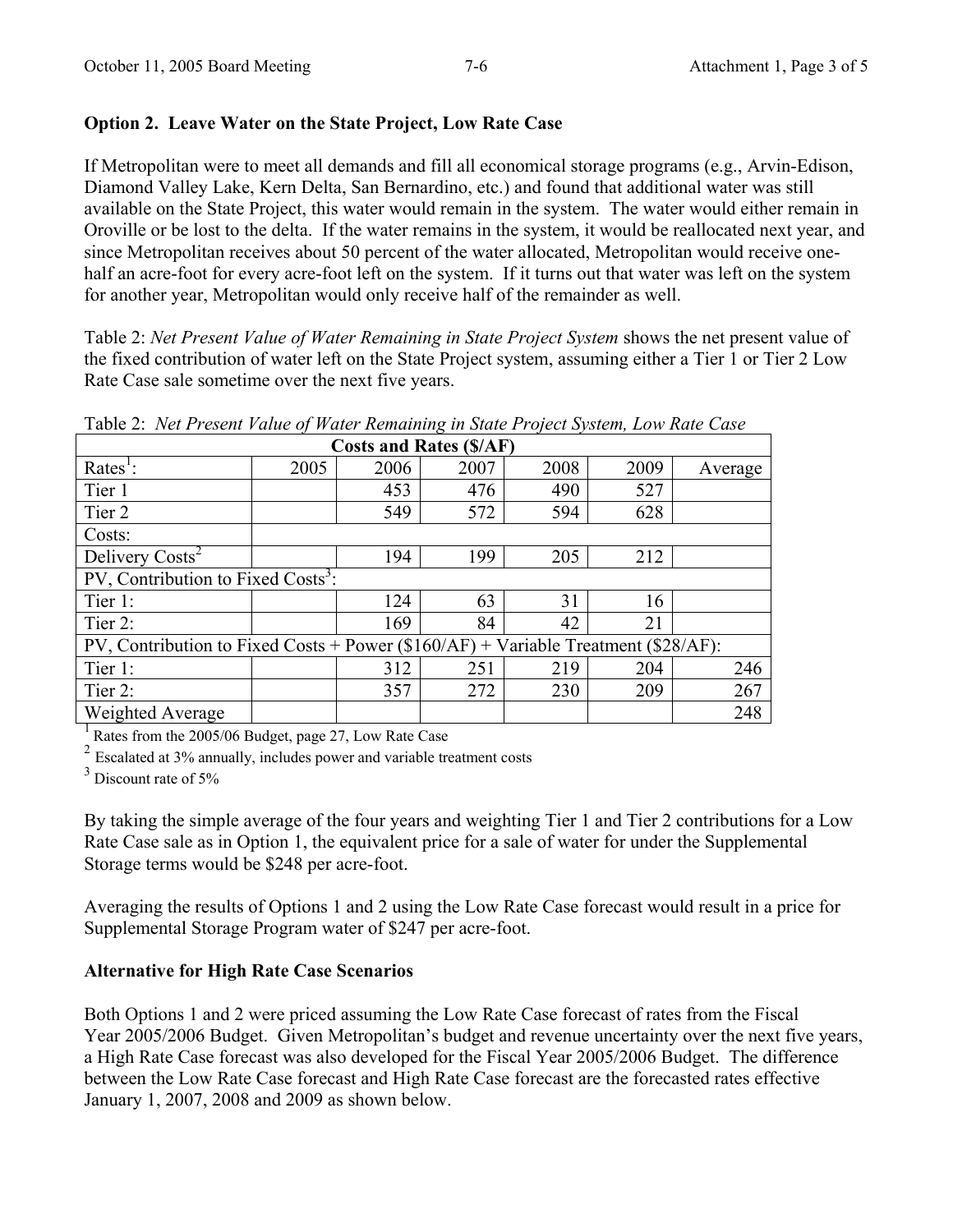### Option 2. Leave Water on the State Project, Low Rate Case

If Metropolitan were to meet all demands and fill all economical storage programs (e.g., Arvin-Edison, Diamond Valley Lake, Kern Delta, San Bernardino, etc.) and found that additional water was still available on the State Project, this water would remain in the system. The water would either remain in Oroville or be lost to the delta. If the water remains in the system, it would be reallocated next year, and since Metropolitan receives about 50 percent of the water allocated, Metropolitan would receive one-half an acre-foot for every acre-foot left on the system. If it turns out that water was left on the system for another year, Metropolitan would only receive half of the remainder as well.

Table 2: *Net Present Value of Water Remaining in State Project System* shows the net present value of the fixed contribution of water left on the State Project system, assuming either a Tier 1 or Tier 2 Low Rate Case sale sometime over the next five years.

Table 2: *Net Present Value of Water Remaining in State Project System, Low Rate Case*

| Costs and Rates ($/AF) | | | | | | |
|---|---|---|---|---|---|---|
| Rates[1]: | 2005 | 2006 | 2007 | 2008 | 2009 | Average |
| Tier 1 | | 453 | 476 | 490 | 527 | |
| Tier 2 | | 549 | 572 | 594 | 628 | |
| Costs: | | | | | | |
| Delivery Costs[2] | | 194 | 199 | 205 | 212 | |
| PV, Contribution to Fixed Costs[3]: | | | | | | |
| Tier 1: | | 124 | 63 | 31 | 16 | |
| Tier 2: | | 169 | 84 | 42 | 21 | |
| PV, Contribution to Fixed Costs + Power ($160/AF) + Variable Treatment ($28/AF): | | | | | | |
| Tier 1: | | 312 | 251 | 219 | 204 | 246 |
| Tier 2: | | 357 | 272 | 230 | 209 | 267 |
| Weighted Average | | | | | | 248 |

[1] Rates from the 2005/06 Budget, page 27, Low Rate Case
[2] Escalated at 3% annually, includes power and variable treatment costs
[3] Discount rate of 5%

By taking the simple average of the four years and weighting Tier 1 and Tier 2 contributions for a Low Rate Case sale as in Option 1, the equivalent price for a sale of water for under the Supplemental Storage terms would be $248 per acre-foot.

Averaging the results of Options 1 and 2 using the Low Rate Case forecast would result in a price for Supplemental Storage Program water of $247 per acre-foot.

### Alternative for High Rate Case Scenarios

Both Options 1 and 2 were priced assuming the Low Rate Case forecast of rates from the Fiscal Year 2005/2006 Budget. Given Metropolitan's budget and revenue uncertainty over the next five years, a High Rate Case forecast was also developed for the Fiscal Year 2005/2006 Budget. The difference between the Low Rate Case forecast and High Rate Case forecast are the forecasted rates effective January 1, 2007, 2008 and 2009 as shown below.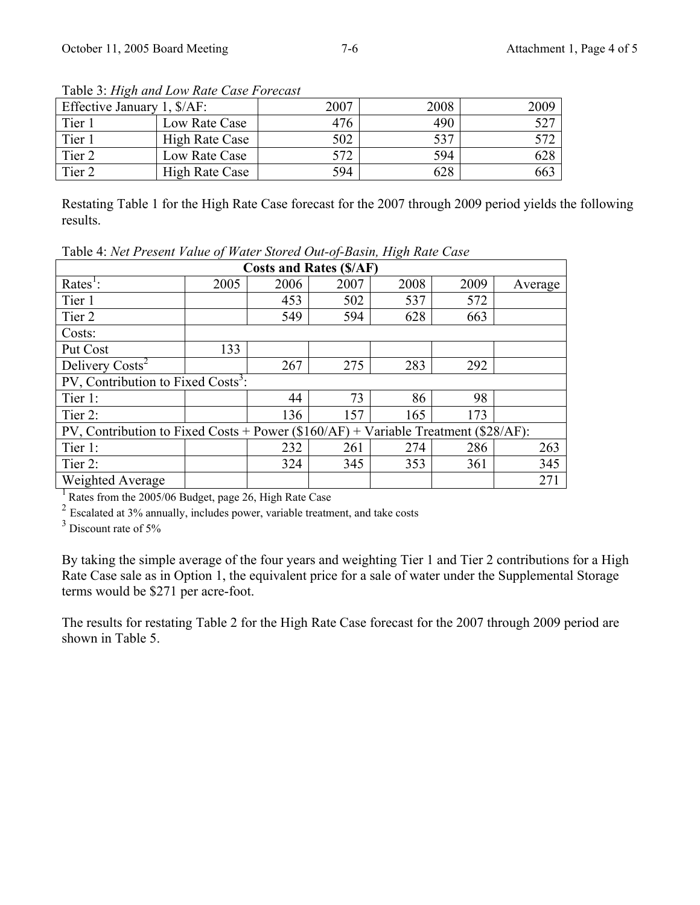Table 3: *High and Low Rate Case Forecast*

| Effective January 1, $/AF: | | 2007 | 2008 | 2009 |
|---|---|---|---|---|
| Tier 1 | Low Rate Case | 476 | 490 | 527 |
| Tier 1 | High Rate Case | 502 | 537 | 572 |
| Tier 2 | Low Rate Case | 572 | 594 | 628 |
| Tier 2 | High Rate Case | 594 | 628 | 663 |

Restating Table 1 for the High Rate Case forecast for the 2007 through 2009 period yields the following results.

Table 4: *Net Present Value of Water Stored Out-of-Basin, High Rate Case*

| Costs and Rates ($/AF) | | | | | | |
|---|---|---|---|---|---|---|
| Rates[1]: | 2005 | 2006 | 2007 | 2008 | 2009 | Average |
| Tier 1 | | 453 | 502 | 537 | 572 | |
| Tier 2 | | 549 | 594 | 628 | 663 | |
| Costs: | | | | | | |
| Put Cost | 133 | | | | | |
| Delivery Costs[2] | | 267 | 275 | 283 | 292 | |
| PV, Contribution to Fixed Costs[3]: | | | | | | |
| Tier 1: | | 44 | 73 | 86 | 98 | |
| Tier 2: | | 136 | 157 | 165 | 173 | |
| PV, Contribution to Fixed Costs + Power ($160/AF) + Variable Treatment ($28/AF): | | | | | | |
| Tier 1: | | 232 | 261 | 274 | 286 | 263 |
| Tier 2: | | 324 | 345 | 353 | 361 | 345 |
| Weighted Average | | | | | | 271 |

[1] Rates from the 2005/06 Budget, page 26, High Rate Case

[2] Escalated at 3% annually, includes power, variable treatment, and take costs

[3] Discount rate of 5%

By taking the simple average of the four years and weighting Tier 1 and Tier 2 contributions for a High Rate Case sale as in Option 1, the equivalent price for a sale of water under the Supplemental Storage terms would be $271 per acre-foot.

The results for restating Table 2 for the High Rate Case forecast for the 2007 through 2009 period are shown in Table 5.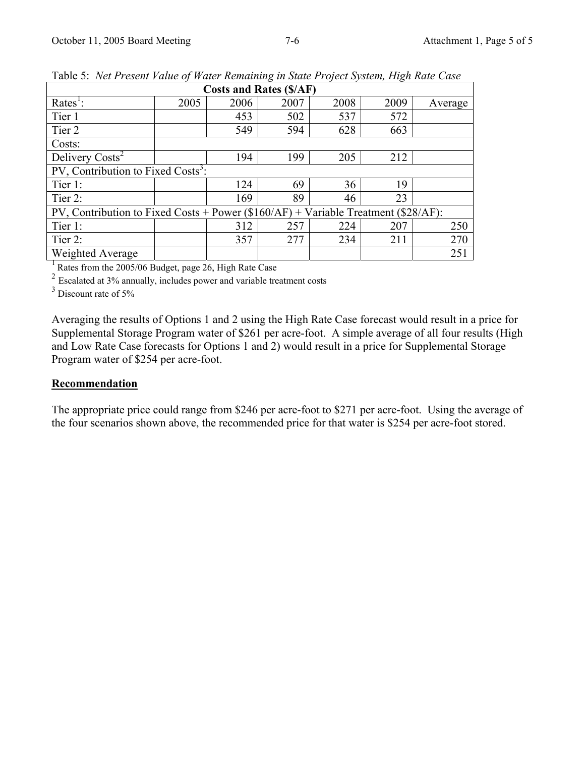Table 5: *Net Present Value of Water Remaining in State Project System, High Rate Case*

| Costs and Rates ($/AF) | | | | | | |
|---|---|---|---|---|---|---|
| Rates[1]: | 2005 | 2006 | 2007 | 2008 | 2009 | Average |
| Tier 1 | | 453 | 502 | 537 | 572 | |
| Tier 2 | | 549 | 594 | 628 | 663 | |
| Costs: | | | | | | |
| Delivery Costs[2] | | 194 | 199 | 205 | 212 | |
| PV, Contribution to Fixed Costs[3]: | | | | | | |
| Tier 1: | | 124 | 69 | 36 | 19 | |
| Tier 2: | | 169 | 89 | 46 | 23 | |
| PV, Contribution to Fixed Costs + Power ($160/AF) + Variable Treatment ($28/AF): | | | | | | |
| Tier 1: | | 312 | 257 | 224 | 207 | 250 |
| Tier 2: | | 357 | 277 | 234 | 211 | 270 |
| Weighted Average | | | | | | 251 |

[1] Rates from the 2005/06 Budget, page 26, High Rate Case

[2] Escalated at 3% annually, includes power and variable treatment costs

[3] Discount rate of 5%

Averaging the results of Options 1 and 2 using the High Rate Case forecast would result in a price for Supplemental Storage Program water of $261 per acre-foot. A simple average of all four results (High and Low Rate Case forecasts for Options 1 and 2) would result in a price for Supplemental Storage Program water of $254 per acre-foot.

**Recommendation**

The appropriate price could range from $246 per acre-foot to $271 per acre-foot. Using the average of the four scenarios shown above, the recommended price for that water is $254 per acre-foot stored.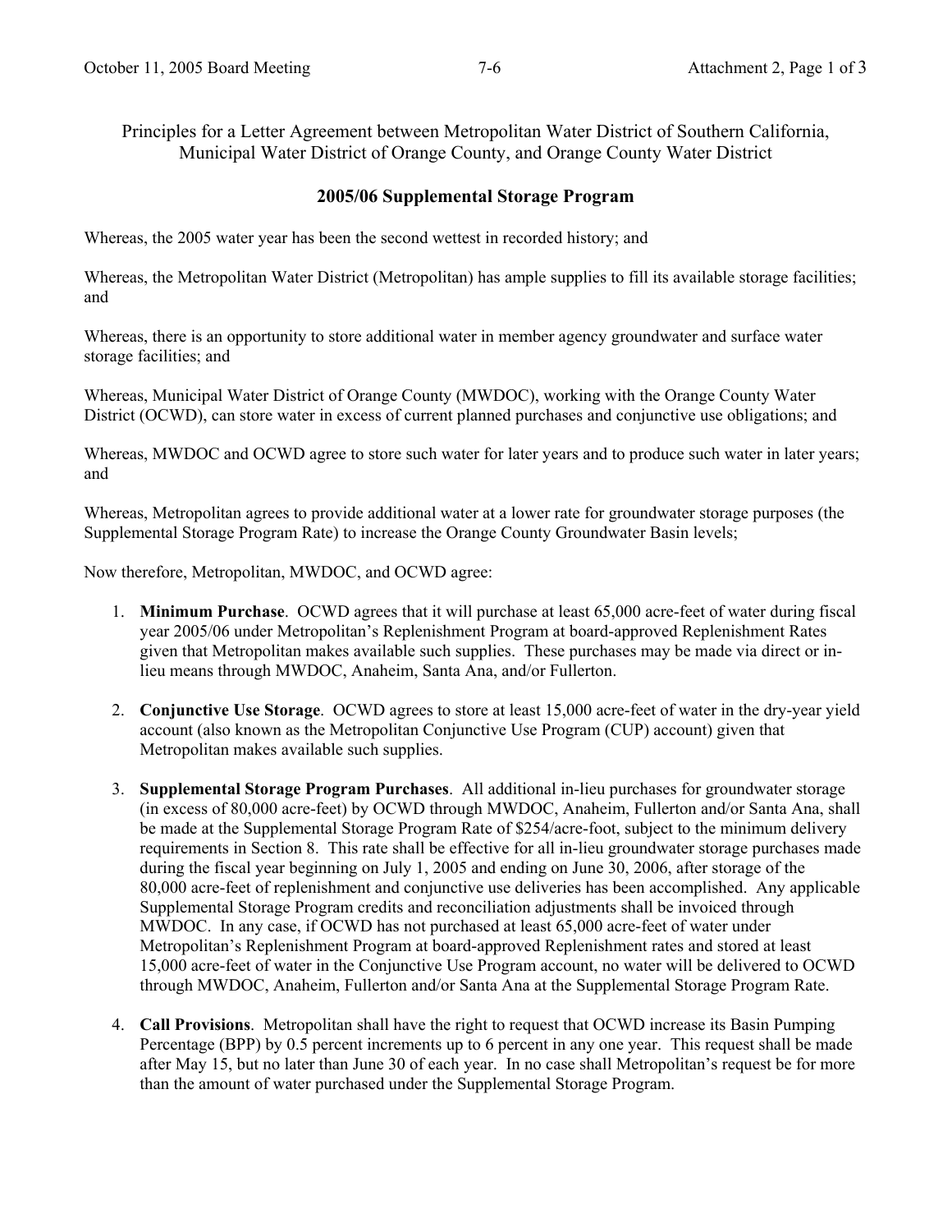Principles for a Letter Agreement between Metropolitan Water District of Southern California, Municipal Water District of Orange County, and Orange County Water District

## 2005/06 Supplemental Storage Program

Whereas, the 2005 water year has been the second wettest in recorded history; and

Whereas, the Metropolitan Water District (Metropolitan) has ample supplies to fill its available storage facilities; and

Whereas, there is an opportunity to store additional water in member agency groundwater and surface water storage facilities; and

Whereas, Municipal Water District of Orange County (MWDOC), working with the Orange County Water District (OCWD), can store water in excess of current planned purchases and conjunctive use obligations; and

Whereas, MWDOC and OCWD agree to store such water for later years and to produce such water in later years; and

Whereas, Metropolitan agrees to provide additional water at a lower rate for groundwater storage purposes (the Supplemental Storage Program Rate) to increase the Orange County Groundwater Basin levels;

Now therefore, Metropolitan, MWDOC, and OCWD agree:

1. **Minimum Purchase**. OCWD agrees that it will purchase at least 65,000 acre-feet of water during fiscal year 2005/06 under Metropolitan's Replenishment Program at board-approved Replenishment Rates given that Metropolitan makes available such supplies. These purchases may be made via direct or in-lieu means through MWDOC, Anaheim, Santa Ana, and/or Fullerton.

2. **Conjunctive Use Storage**. OCWD agrees to store at least 15,000 acre-feet of water in the dry-year yield account (also known as the Metropolitan Conjunctive Use Program (CUP) account) given that Metropolitan makes available such supplies.

3. **Supplemental Storage Program Purchases**. All additional in-lieu purchases for groundwater storage (in excess of 80,000 acre-feet) by OCWD through MWDOC, Anaheim, Fullerton and/or Santa Ana, shall be made at the Supplemental Storage Program Rate of $254/acre-foot, subject to the minimum delivery requirements in Section 8. This rate shall be effective for all in-lieu groundwater storage purchases made during the fiscal year beginning on July 1, 2005 and ending on June 30, 2006, after storage of the 80,000 acre-feet of replenishment and conjunctive use deliveries has been accomplished. Any applicable Supplemental Storage Program credits and reconciliation adjustments shall be invoiced through MWDOC. In any case, if OCWD has not purchased at least 65,000 acre-feet of water under Metropolitan's Replenishment Program at board-approved Replenishment rates and stored at least 15,000 acre-feet of water in the Conjunctive Use Program account, no water will be delivered to OCWD through MWDOC, Anaheim, Fullerton and/or Santa Ana at the Supplemental Storage Program Rate.

4. **Call Provisions**. Metropolitan shall have the right to request that OCWD increase its Basin Pumping Percentage (BPP) by 0.5 percent increments up to 6 percent in any one year. This request shall be made after May 15, but no later than June 30 of each year. In no case shall Metropolitan's request be for more than the amount of water purchased under the Supplemental Storage Program.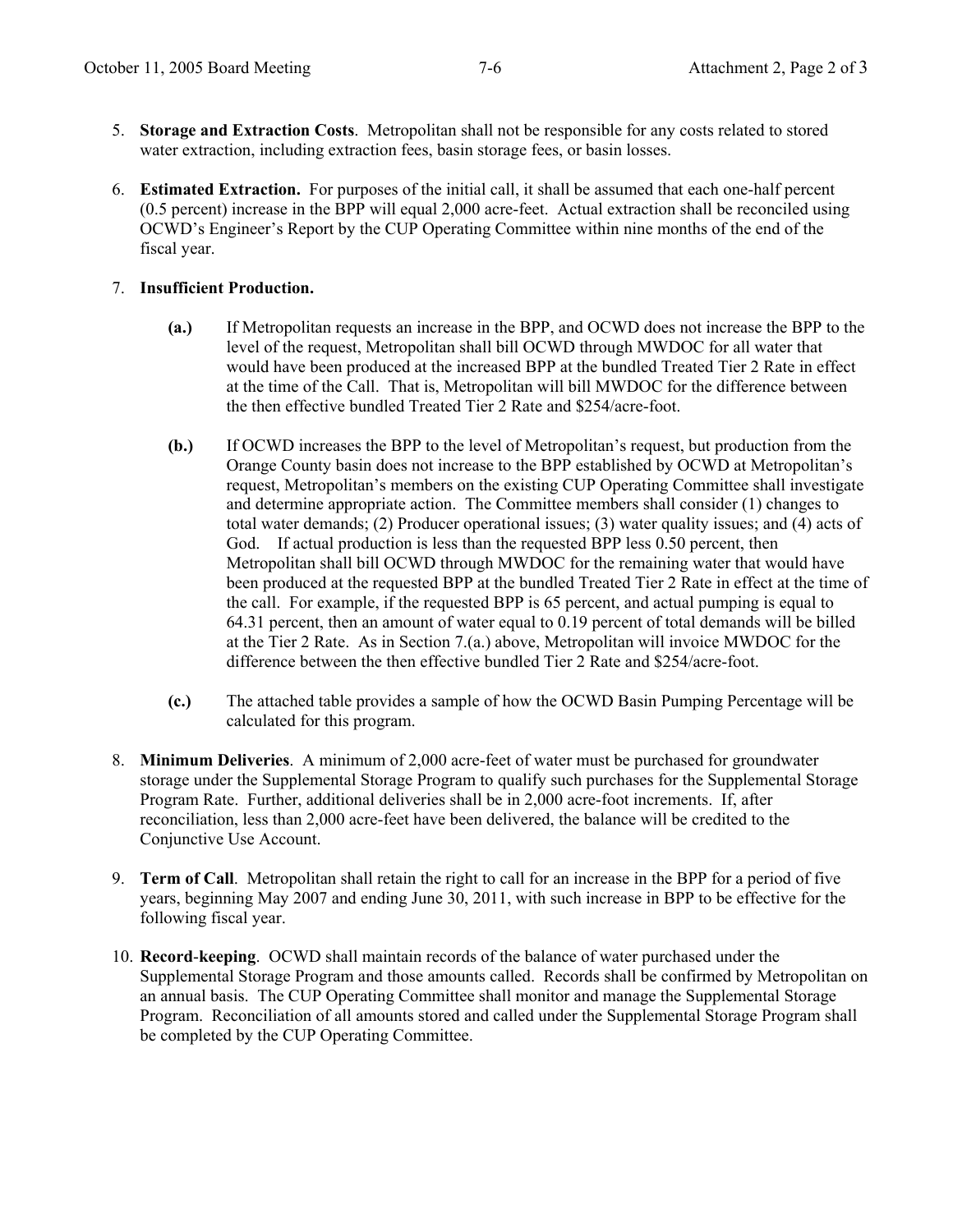5. **Storage and Extraction Costs**. Metropolitan shall not be responsible for any costs related to stored water extraction, including extraction fees, basin storage fees, or basin losses.

6. **Estimated Extraction.** For purposes of the initial call, it shall be assumed that each one-half percent (0.5 percent) increase in the BPP will equal 2,000 acre-feet. Actual extraction shall be reconciled using OCWD's Engineer's Report by the CUP Operating Committee within nine months of the end of the fiscal year.

7. **Insufficient Production.**

   **(a.)** If Metropolitan requests an increase in the BPP, and OCWD does not increase the BPP to the level of the request, Metropolitan shall bill OCWD through MWDOC for all water that would have been produced at the increased BPP at the bundled Treated Tier 2 Rate in effect at the time of the Call. That is, Metropolitan will bill MWDOC for the difference between the then effective bundled Treated Tier 2 Rate and $254/acre-foot.

   **(b.)** If OCWD increases the BPP to the level of Metropolitan's request, but production from the Orange County basin does not increase to the BPP established by OCWD at Metropolitan's request, Metropolitan's members on the existing CUP Operating Committee shall investigate and determine appropriate action. The Committee members shall consider (1) changes to total water demands; (2) Producer operational issues; (3) water quality issues; and (4) acts of God. If actual production is less than the requested BPP less 0.50 percent, then Metropolitan shall bill OCWD through MWDOC for the remaining water that would have been produced at the requested BPP at the bundled Treated Tier 2 Rate in effect at the time of the call. For example, if the requested BPP is 65 percent, and actual pumping is equal to 64.31 percent, then an amount of water equal to 0.19 percent of total demands will be billed at the Tier 2 Rate. As in Section 7.(a.) above, Metropolitan will invoice MWDOC for the difference between the then effective bundled Tier 2 Rate and $254/acre-foot.

   **(c.)** The attached table provides a sample of how the OCWD Basin Pumping Percentage will be calculated for this program.

8. **Minimum Deliveries**. A minimum of 2,000 acre-feet of water must be purchased for groundwater storage under the Supplemental Storage Program to qualify such purchases for the Supplemental Storage Program Rate. Further, additional deliveries shall be in 2,000 acre-foot increments. If, after reconciliation, less than 2,000 acre-feet have been delivered, the balance will be credited to the Conjunctive Use Account.

9. **Term of Call**. Metropolitan shall retain the right to call for an increase in the BPP for a period of five years, beginning May 2007 and ending June 30, 2011, with such increase in BPP to be effective for the following fiscal year.

10. **Record-keeping**. OCWD shall maintain records of the balance of water purchased under the Supplemental Storage Program and those amounts called. Records shall be confirmed by Metropolitan on an annual basis. The CUP Operating Committee shall monitor and manage the Supplemental Storage Program. Reconciliation of all amounts stored and called under the Supplemental Storage Program shall be completed by the CUP Operating Committee.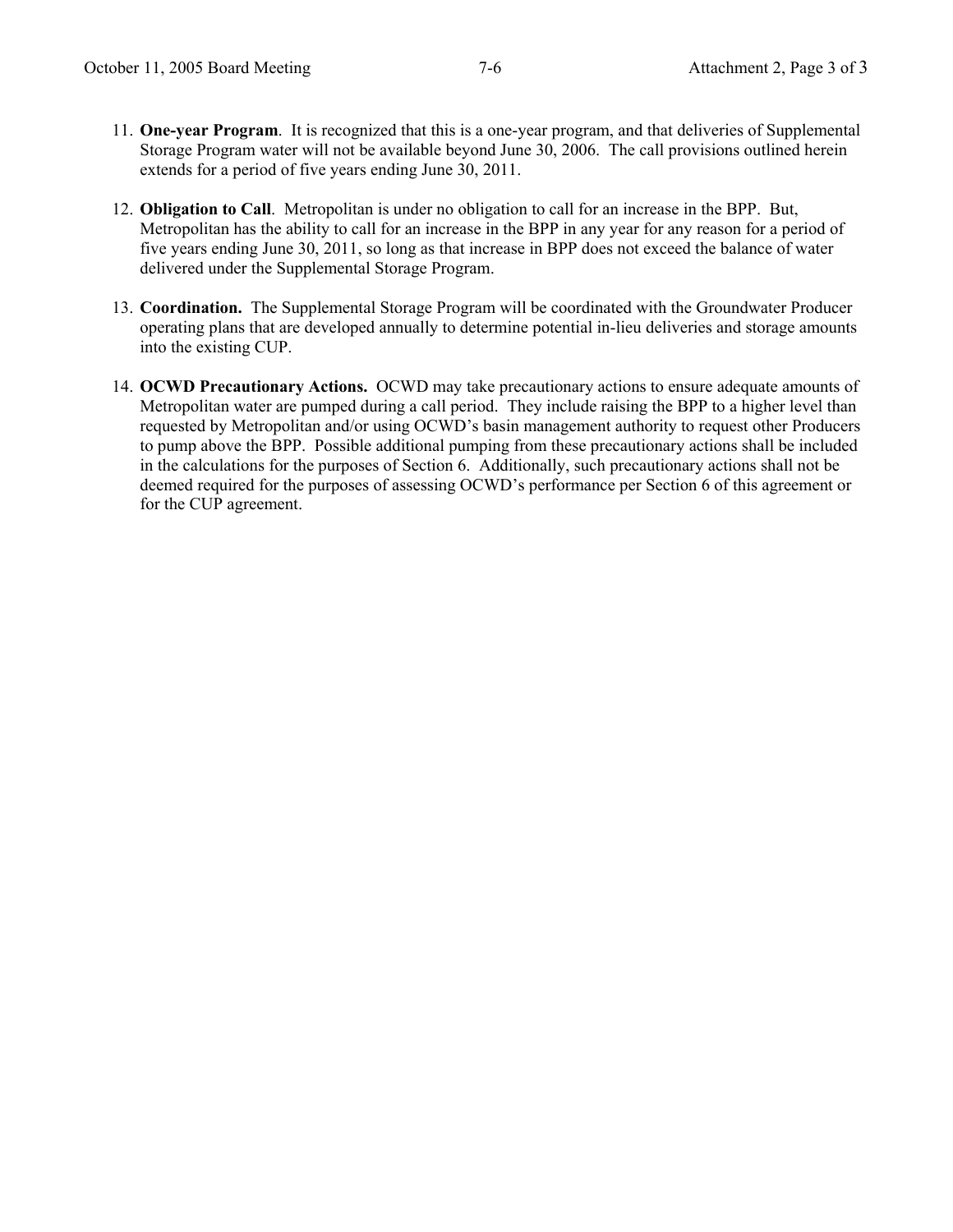11. **One-year Program**. It is recognized that this is a one-year program, and that deliveries of Supplemental Storage Program water will not be available beyond June 30, 2006. The call provisions outlined herein extends for a period of five years ending June 30, 2011.

12. **Obligation to Call**. Metropolitan is under no obligation to call for an increase in the BPP. But, Metropolitan has the ability to call for an increase in the BPP in any year for any reason for a period of five years ending June 30, 2011, so long as that increase in BPP does not exceed the balance of water delivered under the Supplemental Storage Program.

13. **Coordination.** The Supplemental Storage Program will be coordinated with the Groundwater Producer operating plans that are developed annually to determine potential in-lieu deliveries and storage amounts into the existing CUP.

14. **OCWD Precautionary Actions.** OCWD may take precautionary actions to ensure adequate amounts of Metropolitan water are pumped during a call period. They include raising the BPP to a higher level than requested by Metropolitan and/or using OCWD's basin management authority to request other Producers to pump above the BPP. Possible additional pumping from these precautionary actions shall be included in the calculations for the purposes of Section 6. Additionally, such precautionary actions shall not be deemed required for the purposes of assessing OCWD's performance per Section 6 of this agreement or for the CUP agreement.